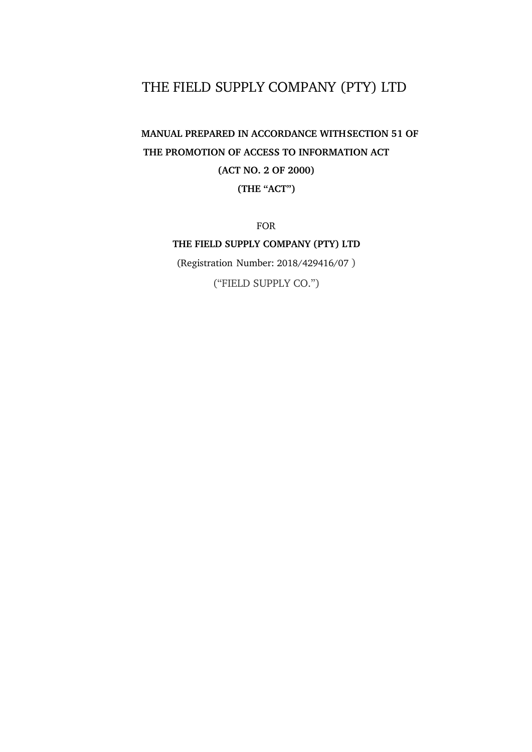# THE FIELD SUPPLY COMPANY (PTY) LTD

**MANUAL PREPARED IN ACCORDANCE WITH SECTION 51 OF THE PROMOTION OF ACCESS TO INFORMATION ACT (ACT NO. 2 OF 2000) (THE "ACT")**

FOR

**THE FIELD SUPPLY COMPANY (PTY) LTD**

(Registration Number: 2018/429416/07 )

("FIELD SUPPLY CO.")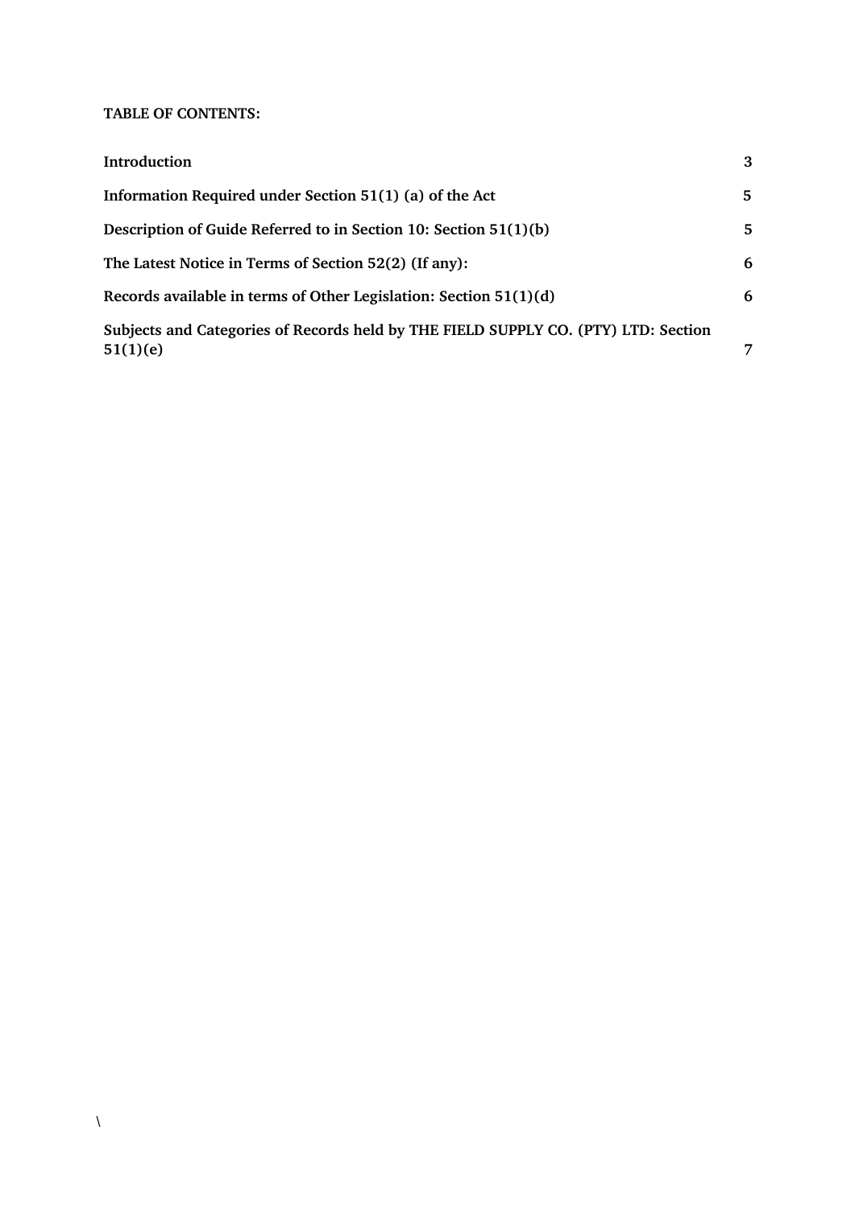**TABLE OF CONTENTS:**

| | |
|---|---|
| **Introduction** | **3** |
| **Information Required under Section 51(1) (a) of the Act** | **5** |
| **Description of Guide Referred to in Section 10: Section 51(1)(b)** | **5** |
| **The Latest Notice in Terms of Section 52(2) (If any):** | **6** |
| **Records available in terms of Other Legislation: Section 51(1)(d)** | **6** |
| **Subjects and Categories of Records held by THE FIELD SUPPLY CO. (PTY) LTD: Section 51(1)(e)** | **7** |

\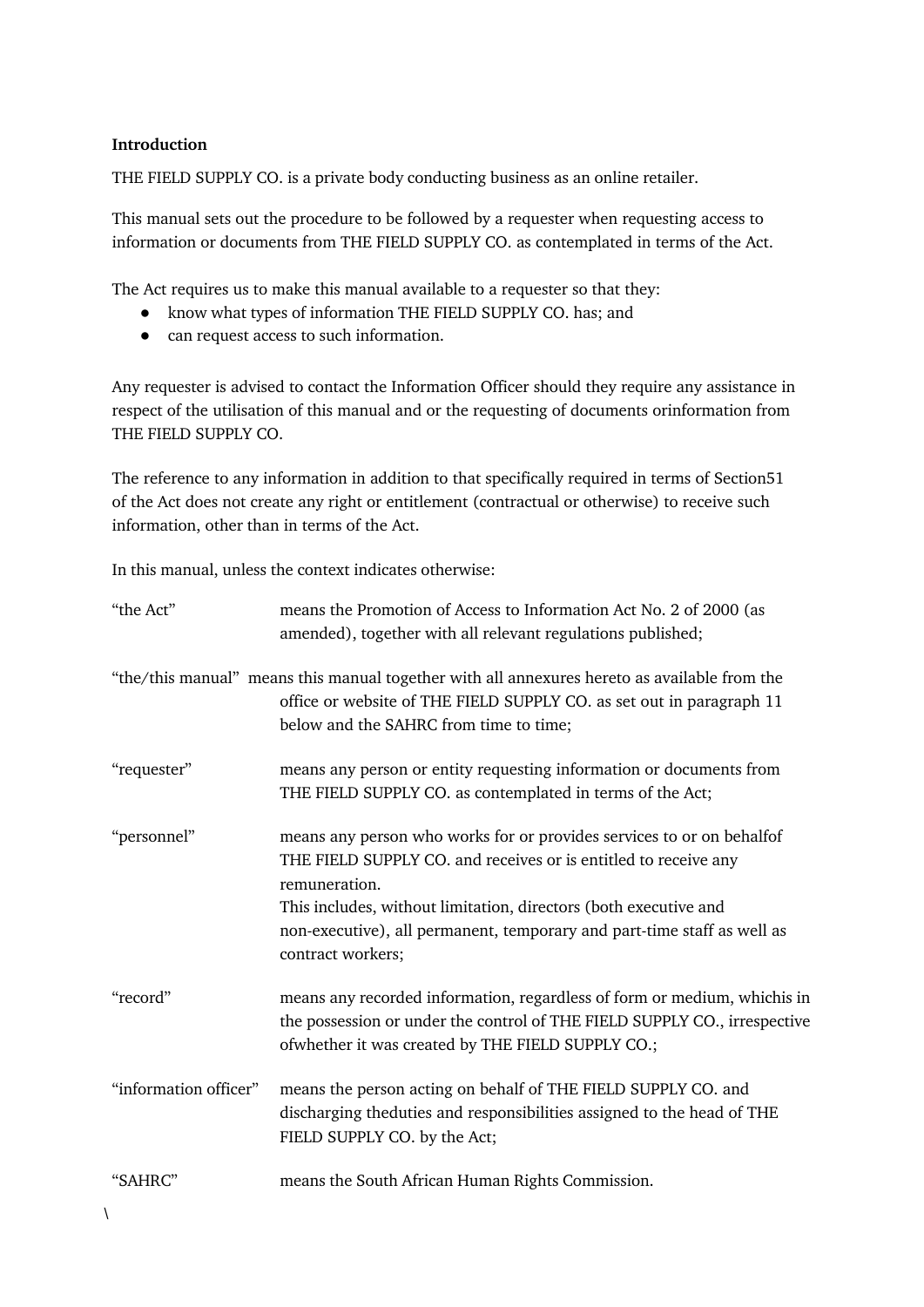**Introduction**

THE FIELD SUPPLY CO. is a private body conducting business as an online retailer.

This manual sets out the procedure to be followed by a requester when requesting access to information or documents from THE FIELD SUPPLY CO. as contemplated in terms of the Act.

The Act requires us to make this manual available to a requester so that they:

- know what types of information THE FIELD SUPPLY CO. has; and
- can request access to such information.

Any requester is advised to contact the Information Officer should they require any assistance in respect of the utilisation of this manual and or the requesting of documents orinformation from THE FIELD SUPPLY CO.

The reference to any information in addition to that specifically required in terms of Section51 of the Act does not create any right or entitlement (contractual or otherwise) to receive such information, other than in terms of the Act.

In this manual, unless the context indicates otherwise:

| | |
|---|---|
| "the Act" | means the Promotion of Access to Information Act No. 2 of 2000 (as amended), together with all relevant regulations published; |
| "the/this manual" | means this manual together with all annexures hereto as available from the office or website of THE FIELD SUPPLY CO. as set out in paragraph 11 below and the SAHRC from time to time; |
| "requester" | means any person or entity requesting information or documents from THE FIELD SUPPLY CO. as contemplated in terms of the Act; |
| "personnel" | means any person who works for or provides services to or on behalfof THE FIELD SUPPLY CO. and receives or is entitled to receive any remuneration. This includes, without limitation, directors (both executive and non-executive), all permanent, temporary and part-time staff as well as contract workers; |
| "record" | means any recorded information, regardless of form or medium, whichis in the possession or under the control of THE FIELD SUPPLY CO., irrespective ofwhether it was created by THE FIELD SUPPLY CO.; |
| "information officer" | means the person acting on behalf of THE FIELD SUPPLY CO. and discharging theduties and responsibilities assigned to the head of THE FIELD SUPPLY CO. by the Act; |
| "SAHRC" | means the South African Human Rights Commission. |

\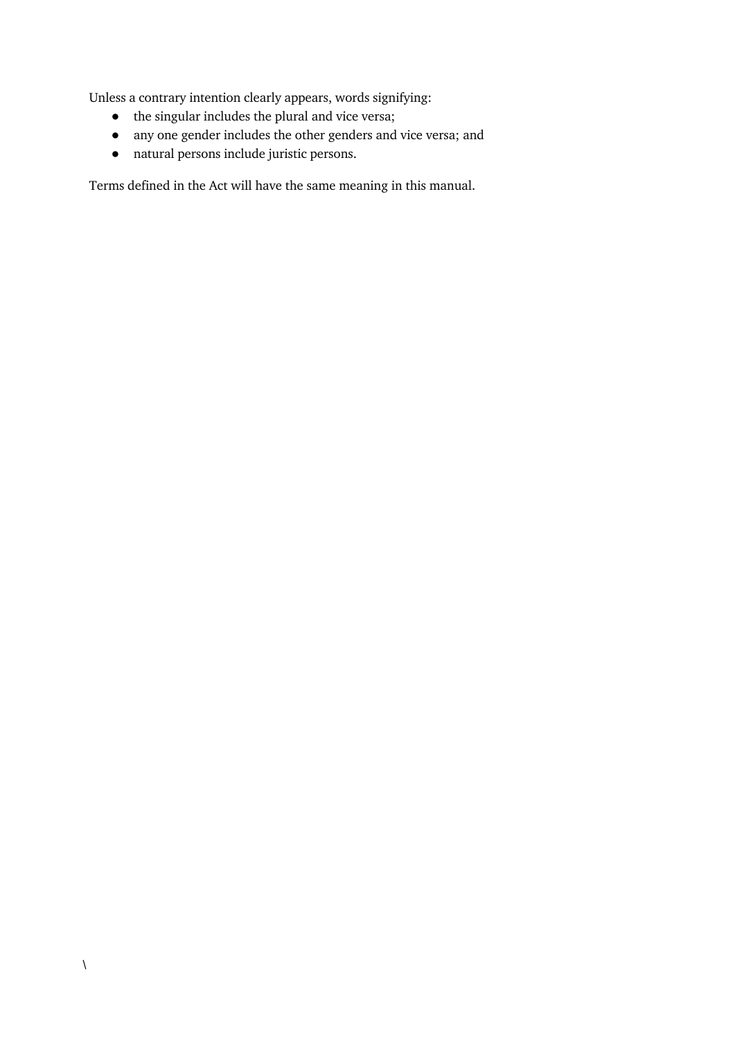Unless a contrary intention clearly appears, words signifying:

- the singular includes the plural and vice versa;
- any one gender includes the other genders and vice versa; and
- natural persons include juristic persons.

Terms defined in the Act will have the same meaning in this manual.

\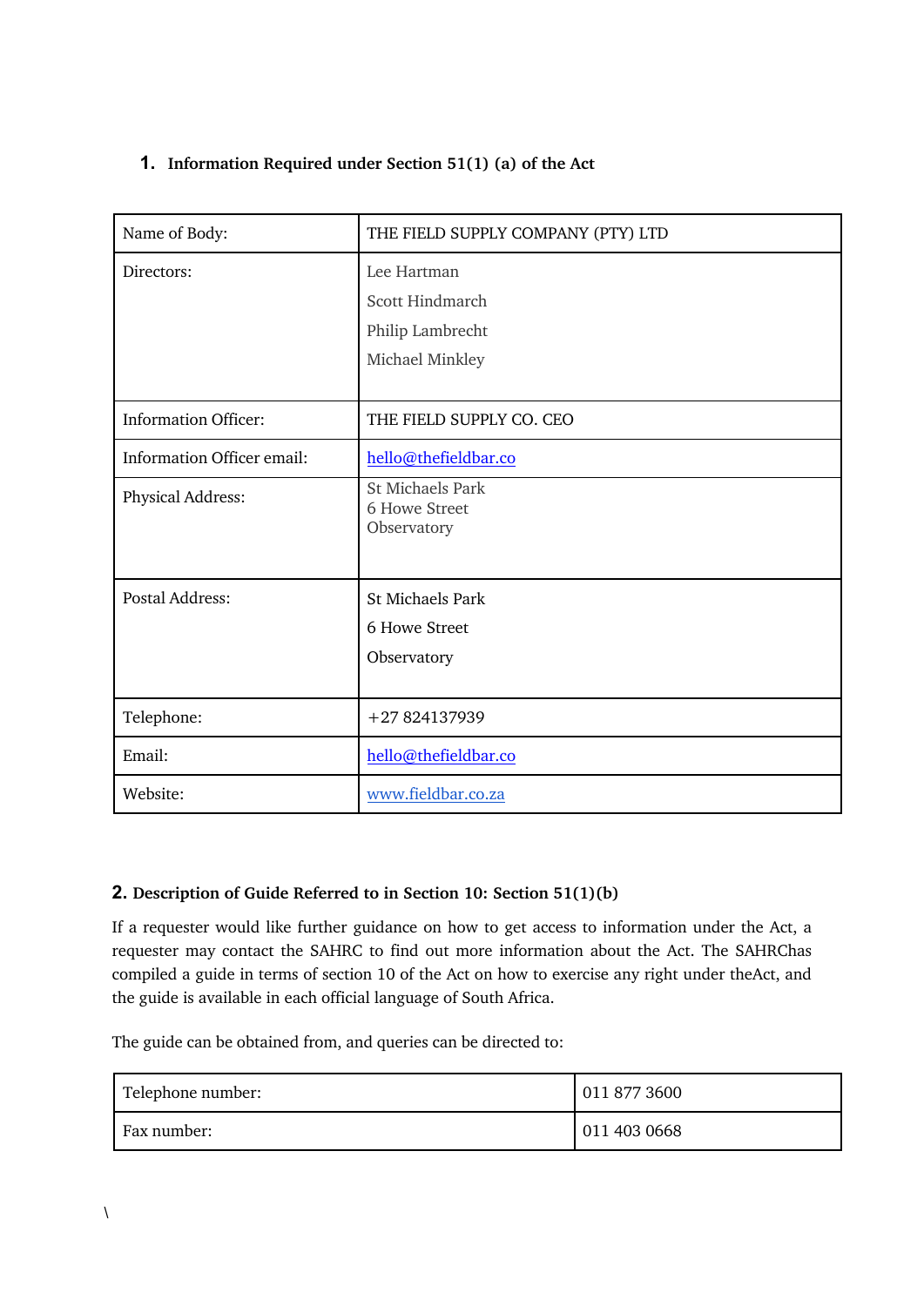## 1. Information Required under Section 51(1) (a) of the Act

| Name of Body: | THE FIELD SUPPLY COMPANY (PTY) LTD |
|---|---|
| Directors: | Lee Hartman<br>Scott Hindmarch<br>Philip Lambrecht<br>Michael Minkley |
| Information Officer: | THE FIELD SUPPLY CO. CEO |
| Information Officer email: | hello@thefieldbar.co |
| Physical Address: | St Michaels Park<br>6 Howe Street<br>Observatory |
| Postal Address: | St Michaels Park<br>6 Howe Street<br>Observatory |
| Telephone: | +27 824137939 |
| Email: | hello@thefieldbar.co |
| Website: | www.fieldbar.co.za |

## 2. Description of Guide Referred to in Section 10: Section 51(1)(b)

If a requester would like further guidance on how to get access to information under the Act, a requester may contact the SAHRC to find out more information about the Act. The SAHRChas compiled a guide in terms of section 10 of the Act on how to exercise any right under theAct, and the guide is available in each official language of South Africa.

The guide can be obtained from, and queries can be directed to:

| Telephone number: | 011 877 3600 |
|---|---|
| Fax number: | 011 403 0668 |

\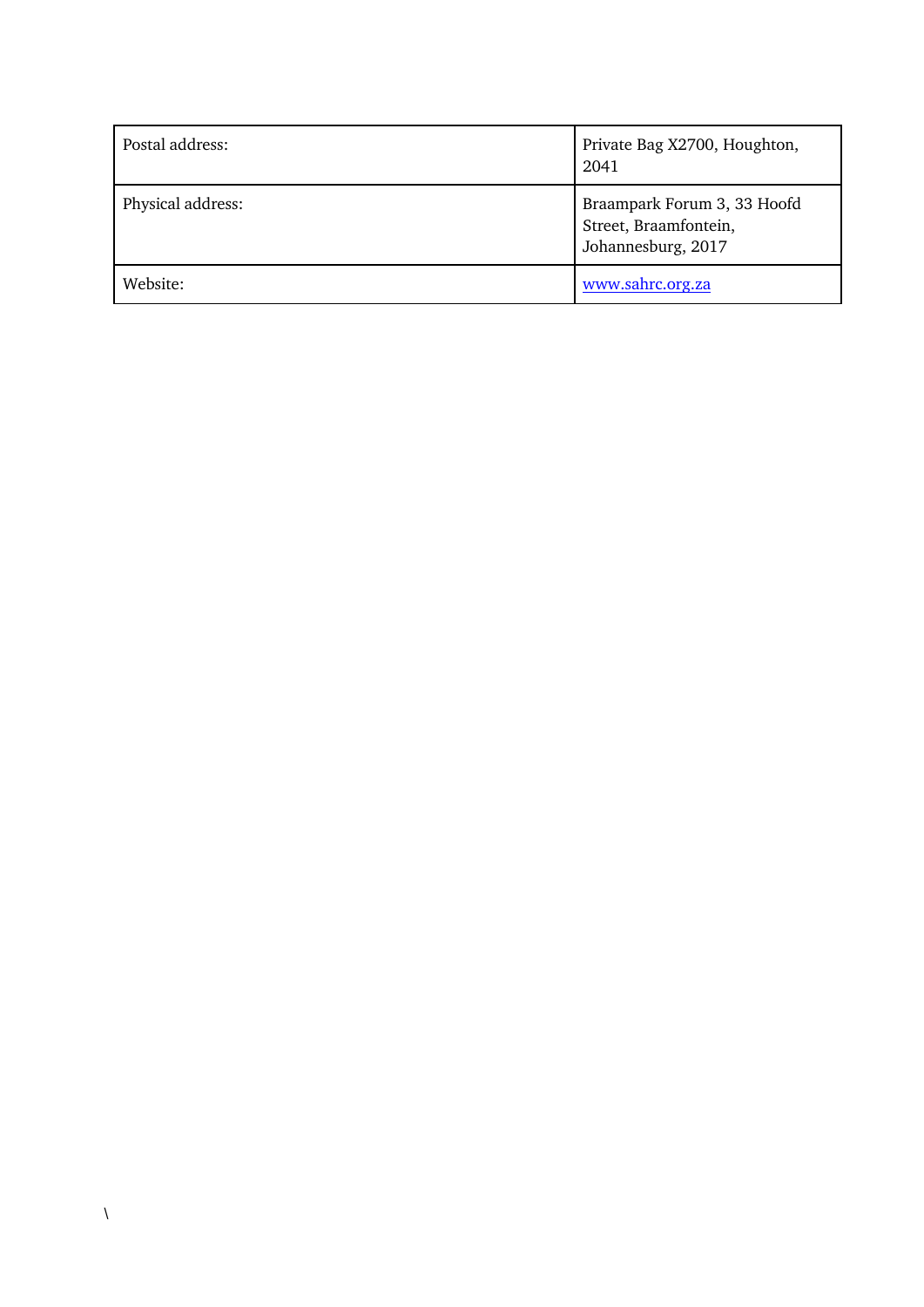| | |
|---|---|
| Postal address: | Private Bag X2700, Houghton, 2041 |
| Physical address: | Braampark Forum 3, 33 Hoofd Street, Braamfontein, Johannesburg, 2017 |
| Website: | [www.sahrc.org.za](http://www.sahrc.org.za) |

\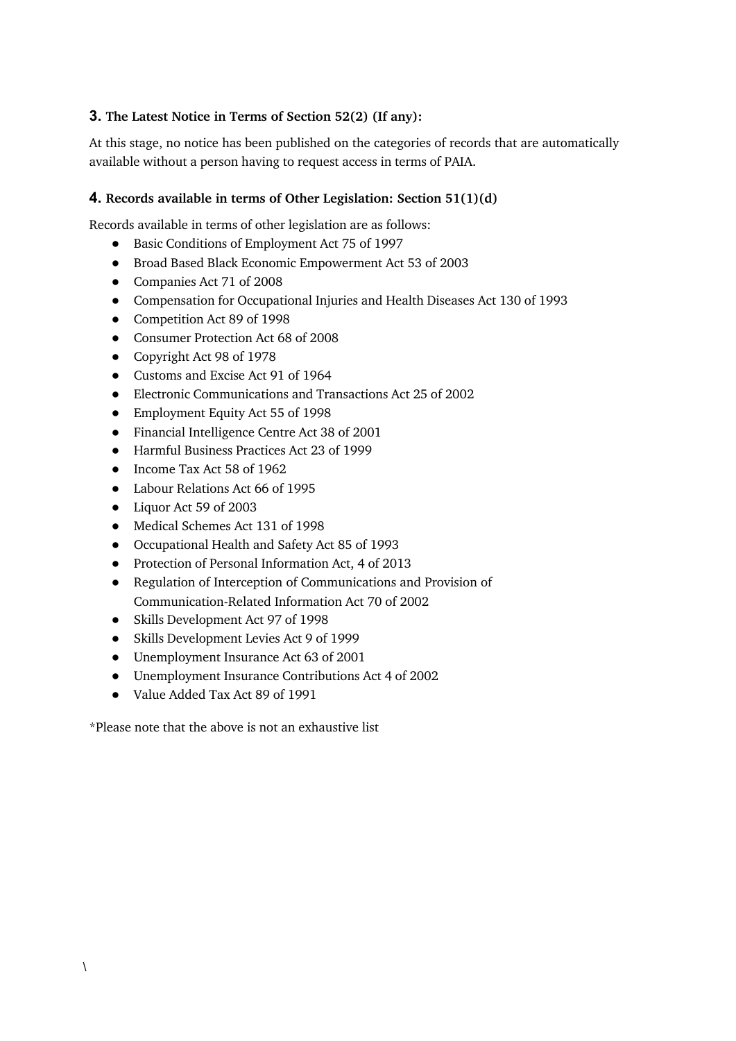## 3. The Latest Notice in Terms of Section 52(2) (If any):

At this stage, no notice has been published on the categories of records that are automatically available without a person having to request access in terms of PAIA.

## 4. Records available in terms of Other Legislation: Section 51(1)(d)

Records available in terms of other legislation are as follows:

- Basic Conditions of Employment Act 75 of 1997
- Broad Based Black Economic Empowerment Act 53 of 2003
- Companies Act 71 of 2008
- Compensation for Occupational Injuries and Health Diseases Act 130 of 1993
- Competition Act 89 of 1998
- Consumer Protection Act 68 of 2008
- Copyright Act 98 of 1978
- Customs and Excise Act 91 of 1964
- Electronic Communications and Transactions Act 25 of 2002
- Employment Equity Act 55 of 1998
- Financial Intelligence Centre Act 38 of 2001
- Harmful Business Practices Act 23 of 1999
- Income Tax Act 58 of 1962
- Labour Relations Act 66 of 1995
- Liquor Act 59 of 2003
- Medical Schemes Act 131 of 1998
- Occupational Health and Safety Act 85 of 1993
- Protection of Personal Information Act, 4 of 2013
- Regulation of Interception of Communications and Provision of Communication-Related Information Act 70 of 2002
- Skills Development Act 97 of 1998
- Skills Development Levies Act 9 of 1999
- Unemployment Insurance Act 63 of 2001
- Unemployment Insurance Contributions Act 4 of 2002
- Value Added Tax Act 89 of 1991

*Please note that the above is not an exhaustive list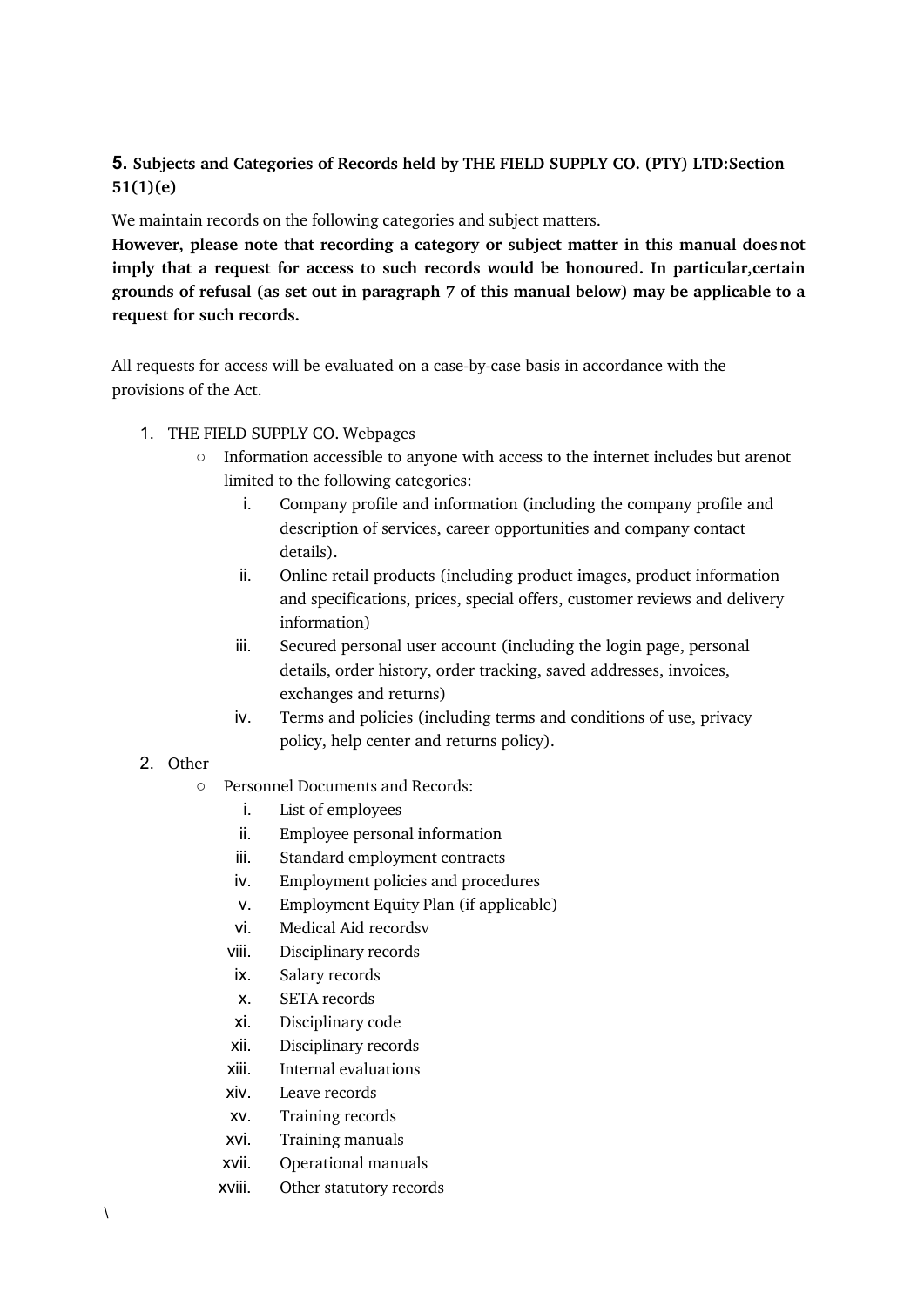## 5. Subjects and Categories of Records held by THE FIELD SUPPLY CO. (PTY) LTD:Section 51(1)(e)

We maintain records on the following categories and subject matters.

**However, please note that recording a category or subject matter in this manual does not imply that a request for access to such records would be honoured. In particular,certain grounds of refusal (as set out in paragraph 7 of this manual below) may be applicable to a request for such records.**

All requests for access will be evaluated on a case-by-case basis in accordance with the provisions of the Act.

1. THE FIELD SUPPLY CO. Webpages
   - Information accessible to anyone with access to the internet includes but arenot limited to the following categories:
     i. Company profile and information (including the company profile and description of services, career opportunities and company contact details).
     ii. Online retail products (including product images, product information and specifications, prices, special offers, customer reviews and delivery information)
     iii. Secured personal user account (including the login page, personal details, order history, order tracking, saved addresses, invoices, exchanges and returns)
     iv. Terms and policies (including terms and conditions of use, privacy policy, help center and returns policy).
2. Other
   - Personnel Documents and Records:
     i. List of employees
     ii. Employee personal information
     iii. Standard employment contracts
     iv. Employment policies and procedures
     v. Employment Equity Plan (if applicable)
     vi. Medical Aid recordsv
     viii. Disciplinary records
     ix. Salary records
     x. SETA records
     xi. Disciplinary code
     xii. Disciplinary records
     xiii. Internal evaluations
     xiv. Leave records
     xv. Training records
     xvi. Training manuals
     xvii. Operational manuals
     xviii. Other statutory records

\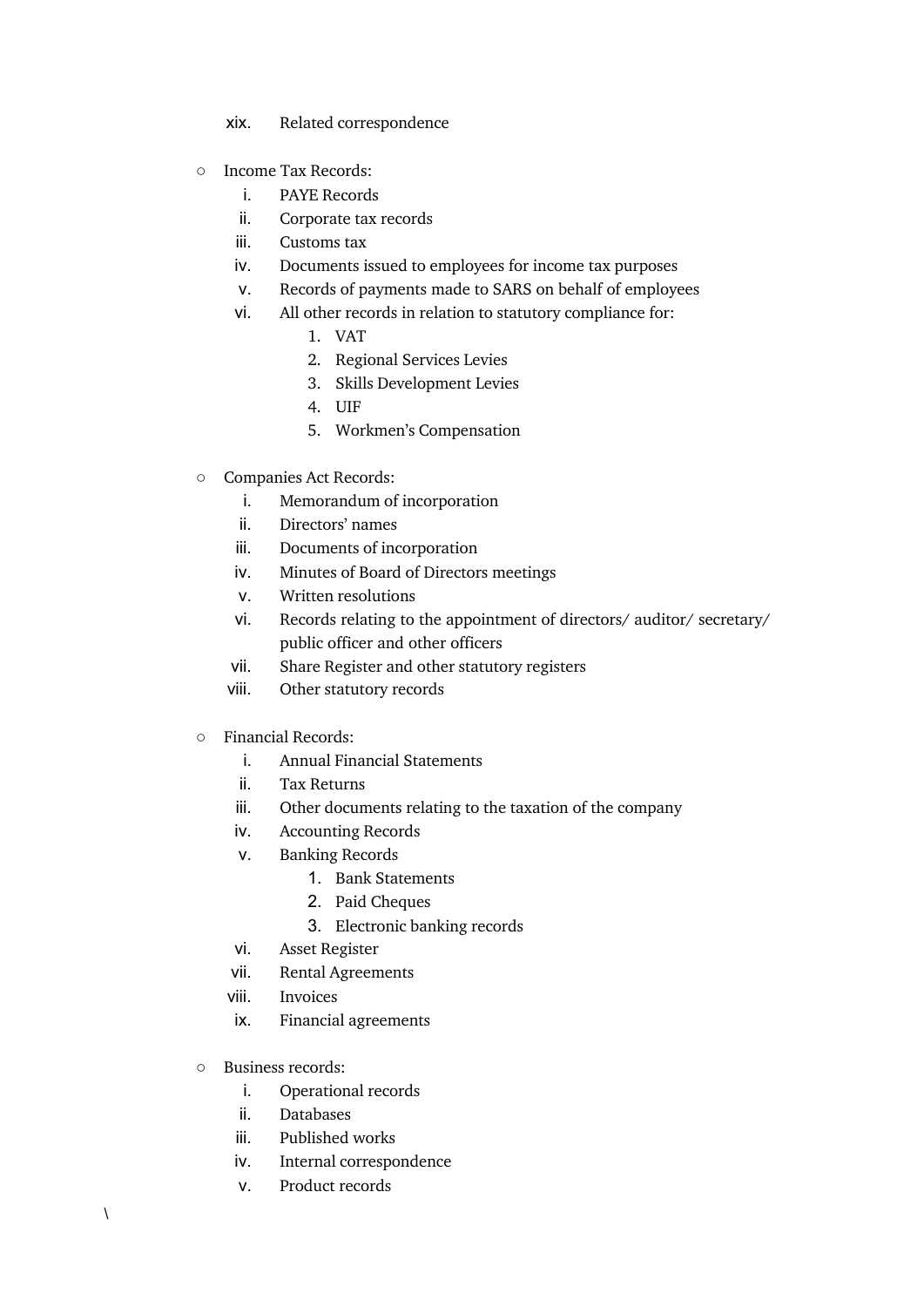xix. Related correspondence

- Income Tax Records:
    i. PAYE Records
    ii. Corporate tax records
    iii. Customs tax
    iv. Documents issued to employees for income tax purposes
    v. Records of payments made to SARS on behalf of employees
    vi. All other records in relation to statutory compliance for:
        1. VAT
        2. Regional Services Levies
        3. Skills Development Levies
        4. UIF
        5. Workmen's Compensation

- Companies Act Records:
    i. Memorandum of incorporation
    ii. Directors' names
    iii. Documents of incorporation
    iv. Minutes of Board of Directors meetings
    v. Written resolutions
    vi. Records relating to the appointment of directors/ auditor/ secretary/ public officer and other officers
    vii. Share Register and other statutory registers
    viii. Other statutory records

- Financial Records:
    i. Annual Financial Statements
    ii. Tax Returns
    iii. Other documents relating to the taxation of the company
    iv. Accounting Records
    v. Banking Records
        1. Bank Statements
        2. Paid Cheques
        3. Electronic banking records
    vi. Asset Register
    vii. Rental Agreements
    viii. Invoices
    ix. Financial agreements

- Business records:
    i. Operational records
    ii. Databases
    iii. Published works
    iv. Internal correspondence
    v. Product records

\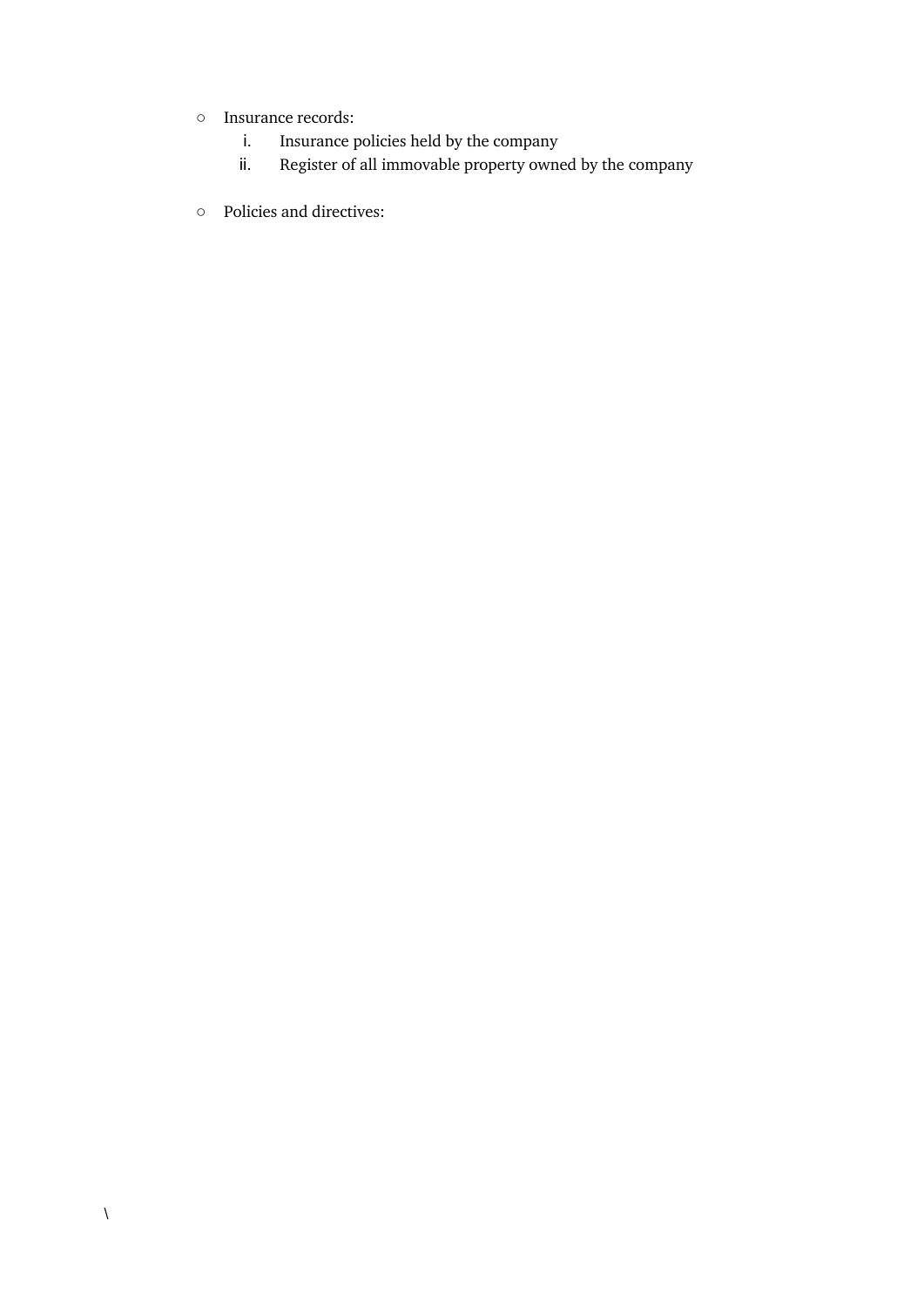- Insurance records:
    1. Insurance policies held by the company
    2. Register of all immovable property owned by the company

- Policies and directives:

\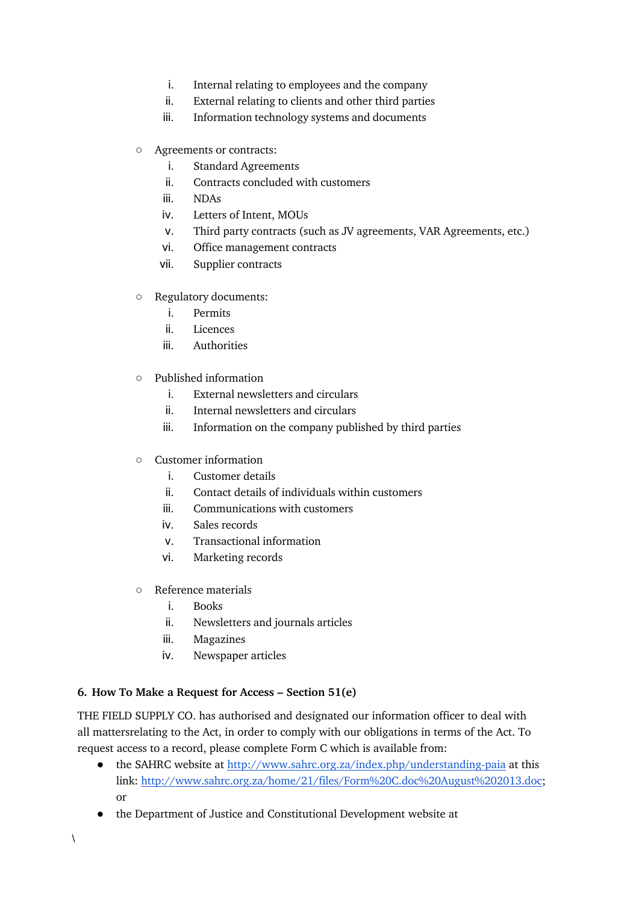i. Internal relating to employees and the company
   ii. External relating to clients and other third parties
   iii. Information technology systems and documents

- Agreements or contracts:
   i. Standard Agreements
   ii. Contracts concluded with customers
   iii. NDAs
   iv. Letters of Intent, MOUs
   v. Third party contracts (such as JV agreements, VAR Agreements, etc.)
   vi. Office management contracts
   vii. Supplier contracts

- Regulatory documents:
   i. Permits
   ii. Licences
   iii. Authorities

- Published information
   i. External newsletters and circulars
   ii. Internal newsletters and circulars
   iii. Information on the company published by third parties

- Customer information
   i. Customer details
   ii. Contact details of individuals within customers
   iii. Communications with customers
   iv. Sales records
   v. Transactional information
   vi. Marketing records

- Reference materials
   i. Books
   ii. Newsletters and journals articles
   iii. Magazines
   iv. Newspaper articles

**6. How To Make a Request for Access – Section 51(e)**

THE FIELD SUPPLY CO. has authorised and designated our information officer to deal with all mattersrelating to the Act, in order to comply with our obligations in terms of the Act. To request access to a record, please complete Form C which is available from:

- the SAHRC website at [http://www.sahrc.org.za/index.php/understanding-paia](http://www.sahrc.org.za/index.php/understanding-paia) at this link: [http://www.sahrc.org.za/home/21/files/Form%20C.doc%20August%202013.doc](http://www.sahrc.org.za/home/21/files/Form%20C.doc%20August%202013.doc); or
- the Department of Justice and Constitutional Development website at

\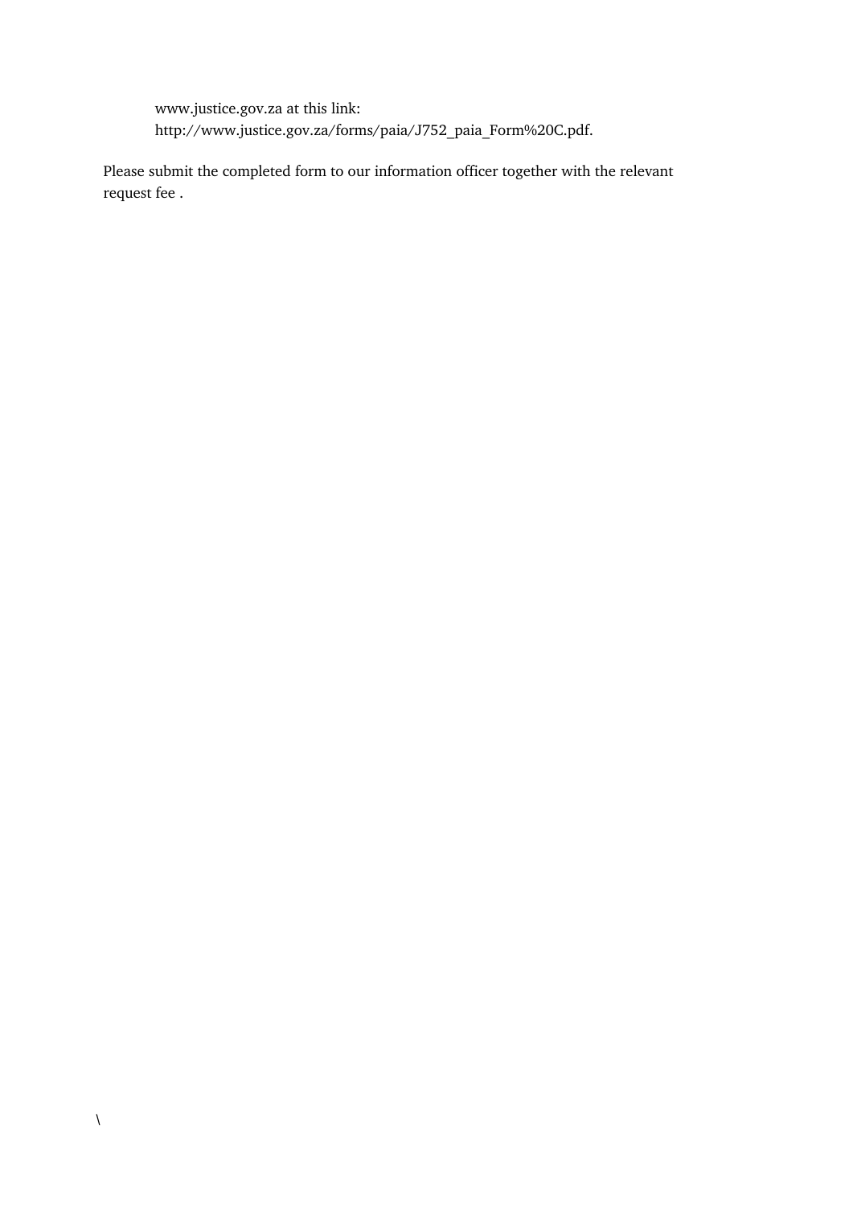www.justice.gov.za at this link:
http://www.justice.gov.za/forms/paia/J752_paia_Form%20C.pdf.

Please submit the completed form to our information officer together with the relevant request fee .

\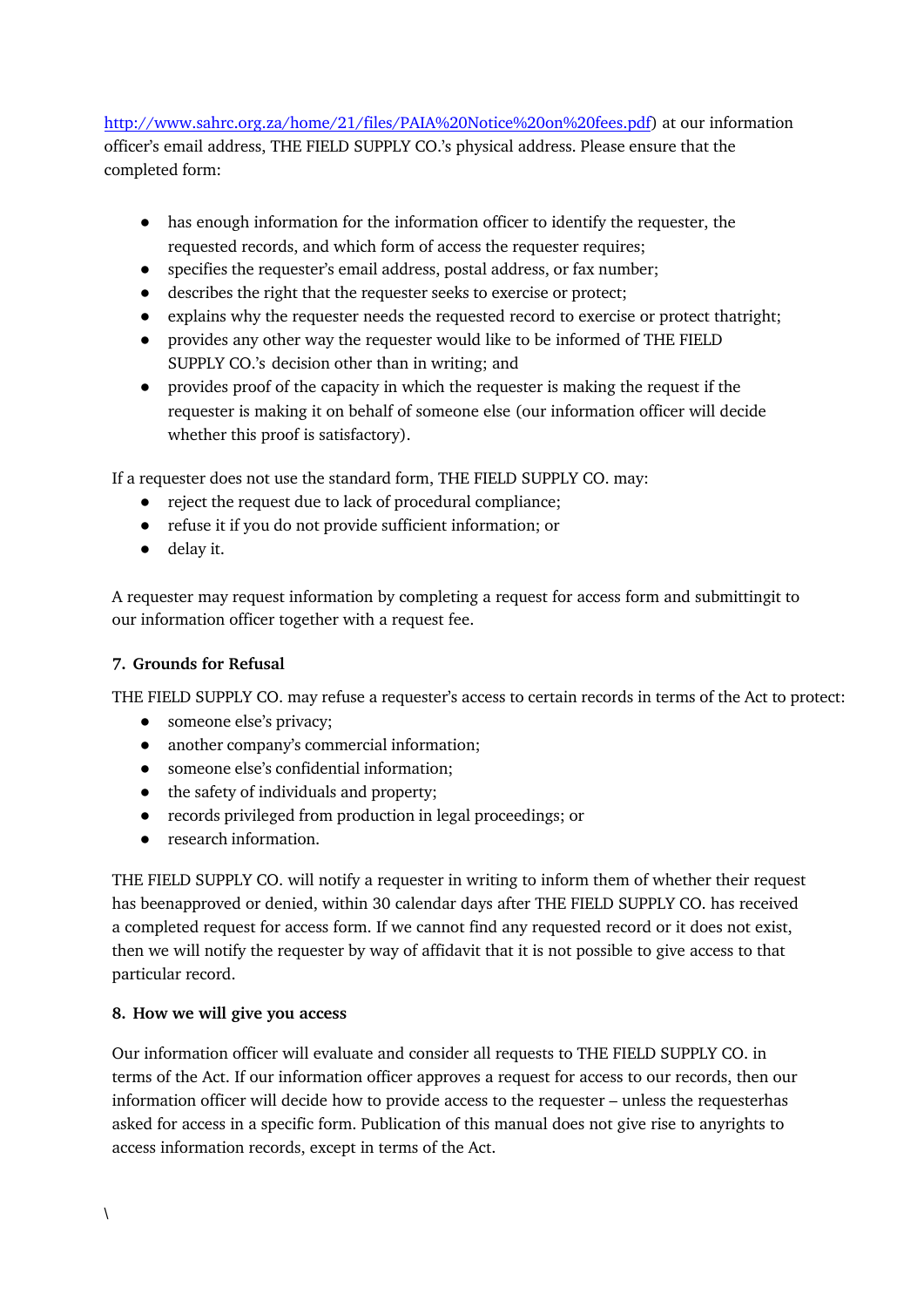http://www.sahrc.org.za/home/21/files/PAIA%20Notice%20on%20fees.pdf) at our information officer's email address, THE FIELD SUPPLY CO.'s physical address. Please ensure that the completed form:

- has enough information for the information officer to identify the requester, the requested records, and which form of access the requester requires;
- specifies the requester's email address, postal address, or fax number;
- describes the right that the requester seeks to exercise or protect;
- explains why the requester needs the requested record to exercise or protect thatright;
- provides any other way the requester would like to be informed of THE FIELD SUPPLY CO.'s decision other than in writing; and
- provides proof of the capacity in which the requester is making the request if the requester is making it on behalf of someone else (our information officer will decide whether this proof is satisfactory).

If a requester does not use the standard form, THE FIELD SUPPLY CO. may:

- reject the request due to lack of procedural compliance;
- refuse it if you do not provide sufficient information; or
- delay it.

A requester may request information by completing a request for access form and submittingit to our information officer together with a request fee.

### 7. Grounds for Refusal

THE FIELD SUPPLY CO. may refuse a requester's access to certain records in terms of the Act to protect:

- someone else's privacy;
- another company's commercial information;
- someone else's confidential information;
- the safety of individuals and property;
- records privileged from production in legal proceedings; or
- research information.

THE FIELD SUPPLY CO. will notify a requester in writing to inform them of whether their request has beenapproved or denied, within 30 calendar days after THE FIELD SUPPLY CO. has received a completed request for access form. If we cannot find any requested record or it does not exist, then we will notify the requester by way of affidavit that it is not possible to give access to that particular record.

### 8. How we will give you access

Our information officer will evaluate and consider all requests to THE FIELD SUPPLY CO. in terms of the Act. If our information officer approves a request for access to our records, then our information officer will decide how to provide access to the requester – unless the requesterhas asked for access in a specific form. Publication of this manual does not give rise to anyrights to access information records, except in terms of the Act.

\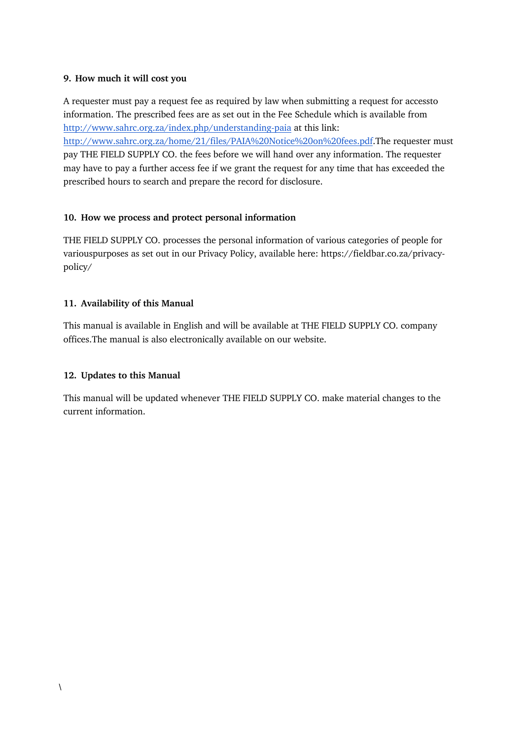### 9. How much it will cost you

A requester must pay a request fee as required by law when submitting a request for accessto information. The prescribed fees are as set out in the Fee Schedule which is available from http://www.sahrc.org.za/index.php/understanding-paia at this link: http://www.sahrc.org.za/home/21/files/PAIA%20Notice%20on%20fees.pdf.The requester must pay THE FIELD SUPPLY CO. the fees before we will hand over any information. The requester may have to pay a further access fee if we grant the request for any time that has exceeded the prescribed hours to search and prepare the record for disclosure.

### 10. How we process and protect personal information

THE FIELD SUPPLY CO. processes the personal information of various categories of people for variouspurposes as set out in our Privacy Policy, available here: https://fieldbar.co.za/privacy-policy/

### 11. Availability of this Manual

This manual is available in English and will be available at THE FIELD SUPPLY CO. company offices.The manual is also electronically available on our website.

### 12. Updates to this Manual

This manual will be updated whenever THE FIELD SUPPLY CO. make material changes to the current information.

\